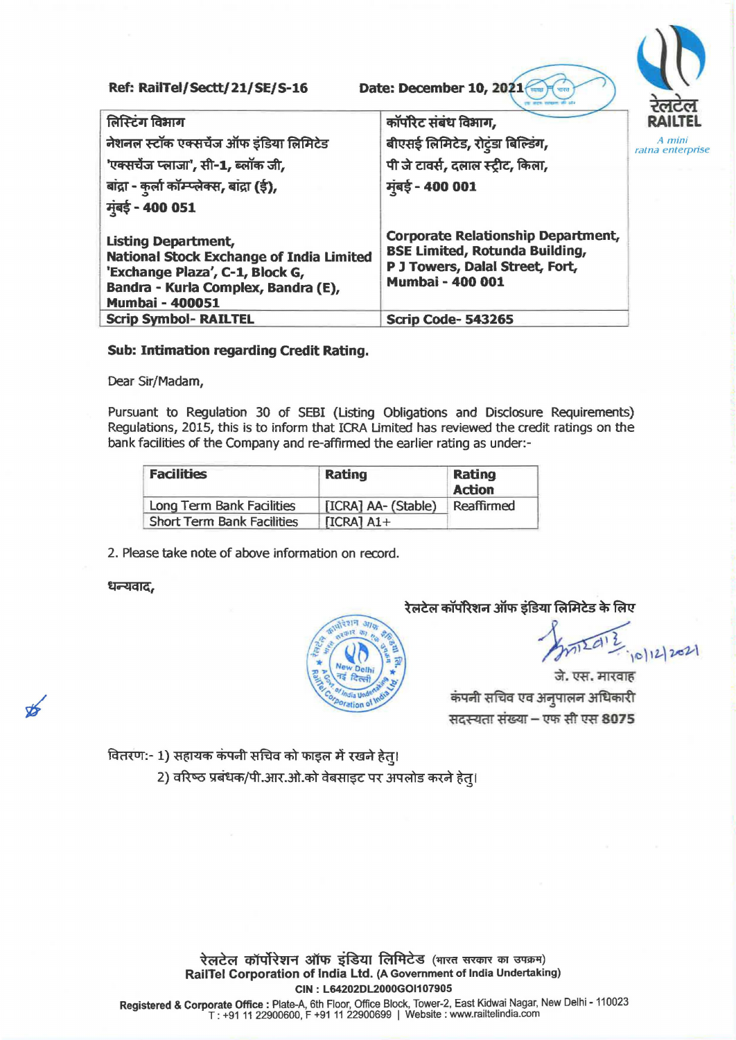Ref: RailTel/Sectt/21/SE/S-16 | Date: December 10, 2021

रेलटेल
RAILTEL
*A mini ratna enterprise*

| लिस्टिंग विभाग<br>नेशनल स्टॉक एक्सचेंज ऑफ इंडिया लिमिटेड<br>'एक्सचेंज प्लाजा', सी-1, ब्लॉक जी,<br>बांद्रा - कुर्ला कॉम्प्लेक्स, बांद्रा (ई),<br>मुंबई - 400 051 | कॉर्पोरेट संबंध विभाग,<br>बीएसई लिमिटेड, रोटुंडा बिल्डिंग,<br>पी जे टावर्स, दलाल स्ट्रीट, किला,<br>मुंबई - 400 001 |
|---|---|
| **Listing Department,<br>National Stock Exchange of India Limited<br>'Exchange Plaza', C-1, Block G,<br>Bandra - Kurla Complex, Bandra (E),<br>Mumbai - 400051** | **Corporate Relationship Department,<br>BSE Limited, Rotunda Building,<br>P J Towers, Dalal Street, Fort,<br>Mumbai - 400 001** |
| **Scrip Symbol- RAILTEL** | **Scrip Code- 543265** |

**Sub: Intimation regarding Credit Rating.**

Dear Sir/Madam,

Pursuant to Regulation 30 of SEBI (Listing Obligations and Disclosure Requirements) Regulations, 2015, this is to inform that ICRA Limited has reviewed the credit ratings on the bank facilities of the Company and re-affirmed the earlier rating as under:-

| Facilities | Rating | Rating Action |
|---|---|---|
| Long Term Bank Facilities | [ICRA] AA- (Stable) | Reaffirmed |
| Short Term Bank Facilities | [ICRA] A1+ | |

2. Please take note of above information on record.

धन्यवाद,

रेलटेल कॉर्पोरेशन ऑफ इंडिया लिमिटेड के लिए

10/12/2021

जे. एस. मारवाह
कंपनी सचिव एव अनुपालन अधिकारी
सदस्यता संख्या – एफ सी एस 8075

वितरण:- 1) सहायक कंपनी सचिव को फाइल में रखने हेतु।
2) वरिष्ठ प्रबंधक/पी.आर.ओ.को वेबसाइट पर अपलोड करने हेतु।

रेलटेल कॉर्पोरेशन ऑफ इंडिया लिमिटेड (भारत सरकार का उपक्रम)
**RailTel Corporation of India Ltd.** (A Government of India Undertaking)
CIN : L64202DL2000GOI107905
**Registered & Corporate Office :** Plate-A, 6th Floor, Office Block, Tower-2, East Kidwai Nagar, New Delhi - 110023
T : +91 11 22900600, F +91 11 22900699 | Website : www.railtelindia.com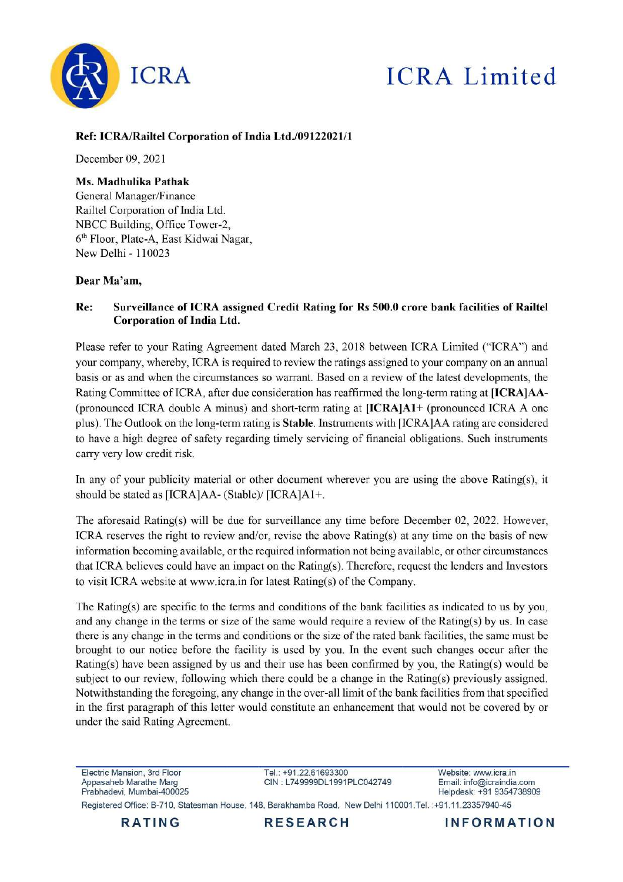**Ref: ICRA/Railtel Corporation of India Ltd./09122021/1**

December 09, 2021

**Ms. Madhulika Pathak**
General Manager/Finance
Railtel Corporation of India Ltd.
NBCC Building, Office Tower-2,
6th Floor, Plate-A, East Kidwai Nagar,
New Delhi - 110023

**Dear Ma'am,**

**Re: Surveillance of ICRA assigned Credit Rating for Rs 500.0 crore bank facilities of Railtel Corporation of India Ltd.**

Please refer to your Rating Agreement dated March 23, 2018 between ICRA Limited ("ICRA") and your company, whereby, ICRA is required to review the ratings assigned to your company on an annual basis or as and when the circumstances so warrant. Based on a review of the latest developments, the Rating Committee of ICRA, after due consideration has reaffirmed the long-term rating at **[ICRA]AA-** (pronounced ICRA double A minus) and short-term rating at **[ICRA]A1+** (pronounced ICRA A one plus). The Outlook on the long-term rating is **Stable**. Instruments with [ICRA]AA rating are considered to have a high degree of safety regarding timely servicing of financial obligations. Such instruments carry very low credit risk.

In any of your publicity material or other document wherever you are using the above Rating(s), it should be stated as [ICRA]AA- (Stable)/ [ICRA]A1+.

The aforesaid Rating(s) will be due for surveillance any time before December 02, 2022. However, ICRA reserves the right to review and/or, revise the above Rating(s) at any time on the basis of new information becoming available, or the required information not being available, or other circumstances that ICRA believes could have an impact on the Rating(s). Therefore, request the lenders and Investors to visit ICRA website at www.icra.in for latest Rating(s) of the Company.

The Rating(s) are specific to the terms and conditions of the bank facilities as indicated to us by you, and any change in the terms or size of the same would require a review of the Rating(s) by us. In case there is any change in the terms and conditions or the size of the rated bank facilities, the same must be brought to our notice before the facility is used by you. In the event such changes occur after the Rating(s) have been assigned by us and their use has been confirmed by you, the Rating(s) would be subject to our review, following which there could be a change in the Rating(s) previously assigned. Notwithstanding the foregoing, any change in the over-all limit of the bank facilities from that specified in the first paragraph of this letter would constitute an enhancement that would not be covered by or under the said Rating Agreement.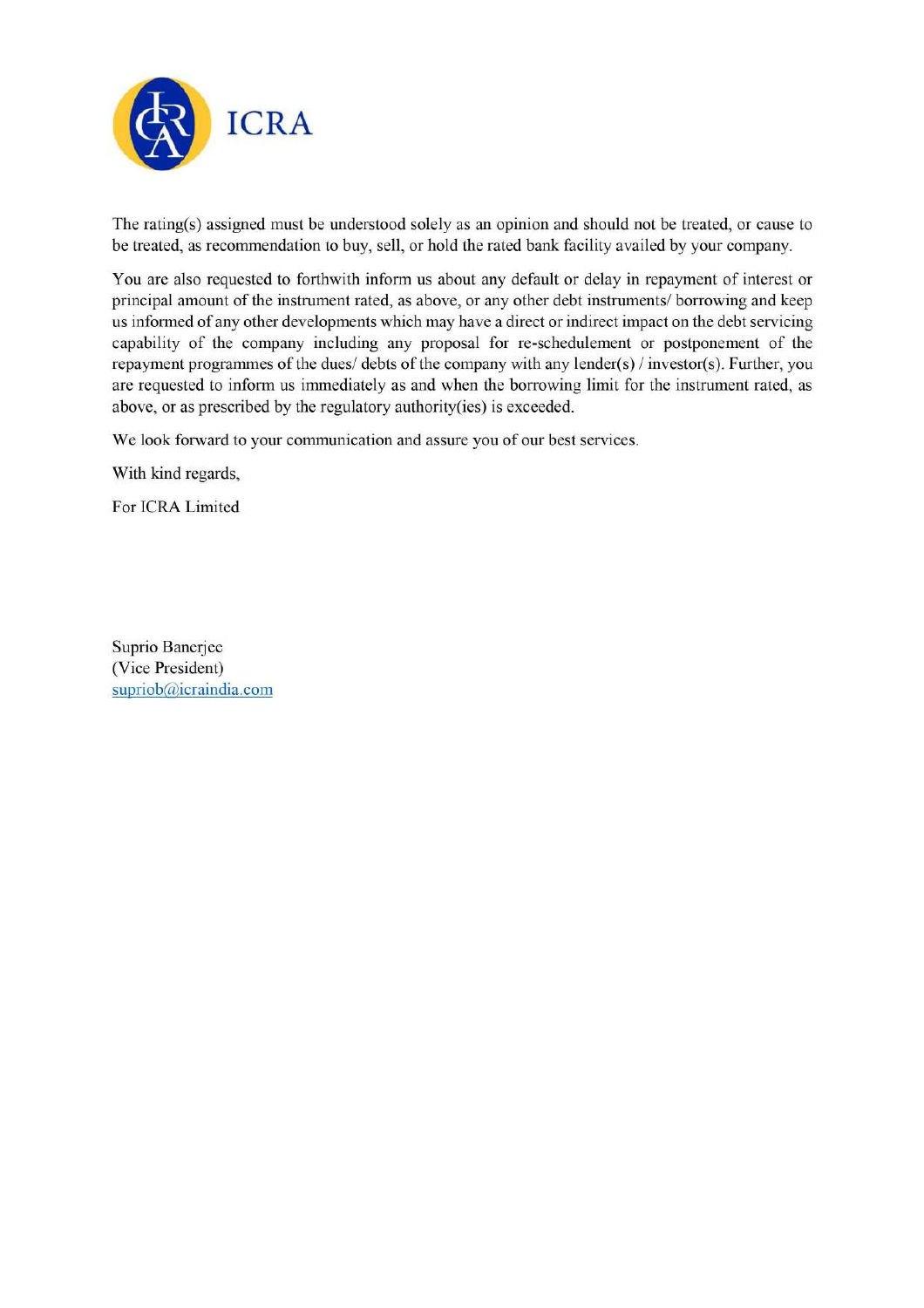The rating(s) assigned must be understood solely as an opinion and should not be treated, or cause to be treated, as recommendation to buy, sell, or hold the rated bank facility availed by your company.

You are also requested to forthwith inform us about any default or delay in repayment of interest or principal amount of the instrument rated, as above, or any other debt instruments/ borrowing and keep us informed of any other developments which may have a direct or indirect impact on the debt servicing capability of the company including any proposal for re-schedulement or postponement of the repayment programmes of the dues/ debts of the company with any lender(s) / investor(s). Further, you are requested to inform us immediately as and when the borrowing limit for the instrument rated, as above, or as prescribed by the regulatory authority(ies) is exceeded.

We look forward to your communication and assure you of our best services.

With kind regards,

For ICRA Limited

Suprio Banerjee
(Vice President)
supriob@icraindia.com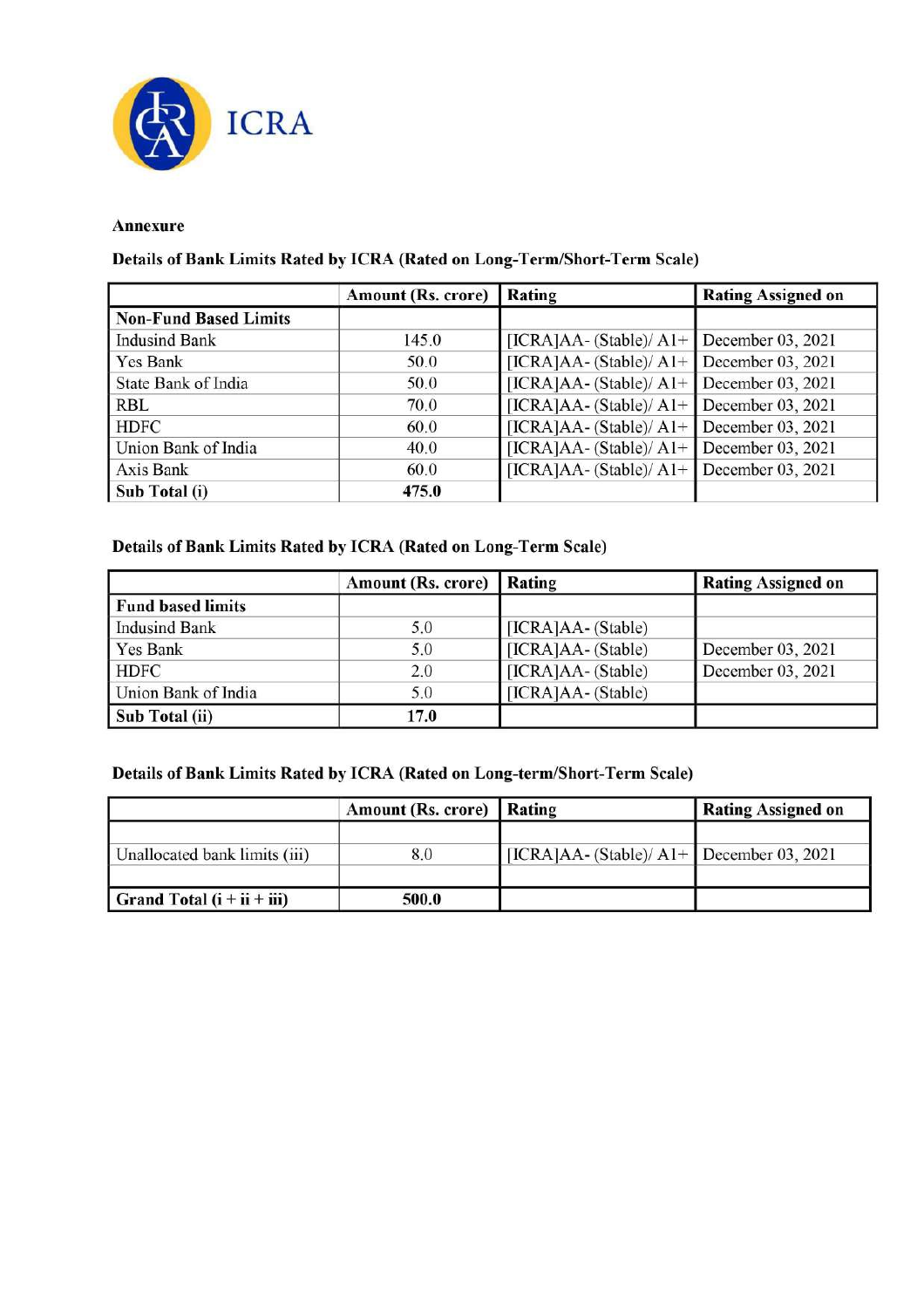**Annexure**

**Details of Bank Limits Rated by ICRA (Rated on Long-Term/Short-Term Scale)**

| | Amount (Rs. crore) | Rating | Rating Assigned on |
|---|---|---|---|
| **Non-Fund Based Limits** | | | |
| Indusind Bank | 145.0 | [ICRA]AA- (Stable)/ A1+ | December 03, 2021 |
| Yes Bank | 50.0 | [ICRA]AA- (Stable)/ A1+ | December 03, 2021 |
| State Bank of India | 50.0 | [ICRA]AA- (Stable)/ A1+ | December 03, 2021 |
| RBL | 70.0 | [ICRA]AA- (Stable)/ A1+ | December 03, 2021 |
| HDFC | 60.0 | [ICRA]AA- (Stable)/ A1+ | December 03, 2021 |
| Union Bank of India | 40.0 | [ICRA]AA- (Stable)/ A1+ | December 03, 2021 |
| Axis Bank | 60.0 | [ICRA]AA- (Stable)/ A1+ | December 03, 2021 |
| **Sub Total** (i) | **475.0** | | |

**Details of Bank Limits Rated by ICRA (Rated on Long-Term Scale)**

| | Amount (Rs. crore) | Rating | Rating Assigned on |
|---|---|---|---|
| **Fund based limits** | | | |
| Indusind Bank | 5.0 | [ICRA]AA- (Stable) | |
| Yes Bank | 5.0 | [ICRA]AA- (Stable) | December 03, 2021 |
| HDFC | 2.0 | [ICRA]AA- (Stable) | December 03, 2021 |
| Union Bank of India | 5.0 | [ICRA]AA- (Stable) | |
| **Sub Total (ii)** | **17.0** | | |

**Details of Bank Limits Rated by ICRA (Rated on Long-term/Short-Term Scale)**

| | Amount (Rs. crore) | Rating | Rating Assigned on |
|---|---|---|---|
| | | | |
| Unallocated bank limits (iii) | 8.0 | [ICRA]AA- (Stable)/ A1+ | December 03, 2021 |
| | | | |
| **Grand Total (i + ii + iii)** | **500.0** | | |